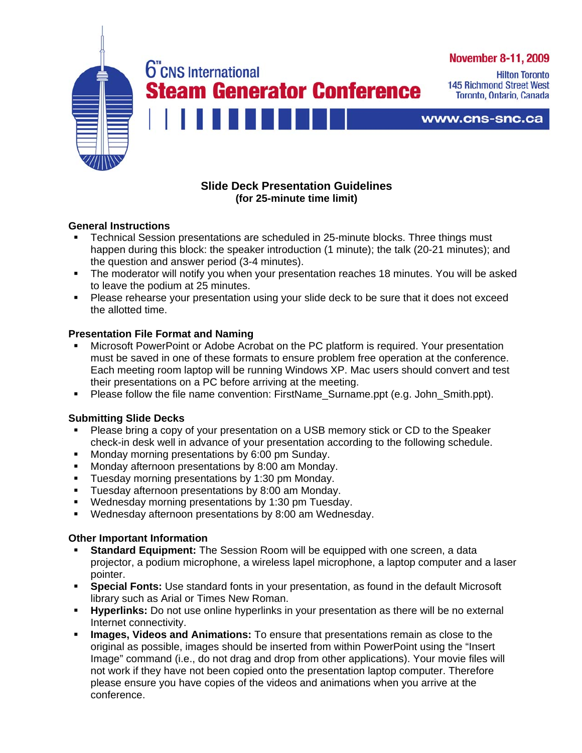6[TH] CNS International
# Steam Generator Conference

**November 8-11, 2009**
Hilton Toronto
145 Richmond Street West
Toronto, Ontario, Canada

www.cns-snc.ca

## Slide Deck Presentation Guidelines
### (for 25-minute time limit)

### General Instructions

- Technical Session presentations are scheduled in 25-minute blocks. Three things must happen during this block: the speaker introduction (1 minute); the talk (20-21 minutes); and the question and answer period (3-4 minutes).
- The moderator will notify you when your presentation reaches 18 minutes. You will be asked to leave the podium at 25 minutes.
- Please rehearse your presentation using your slide deck to be sure that it does not exceed the allotted time.

### Presentation File Format and Naming

- Microsoft PowerPoint or Adobe Acrobat on the PC platform is required. Your presentation must be saved in one of these formats to ensure problem free operation at the conference. Each meeting room laptop will be running Windows XP. Mac users should convert and test their presentations on a PC before arriving at the meeting.
- Please follow the file name convention: FirstName_Surname.ppt (e.g. John_Smith.ppt).

### Submitting Slide Decks

- Please bring a copy of your presentation on a USB memory stick or CD to the Speaker check-in desk well in advance of your presentation according to the following schedule.
- Monday morning presentations by 6:00 pm Sunday.
- Monday afternoon presentations by 8:00 am Monday.
- Tuesday morning presentations by 1:30 pm Monday.
- Tuesday afternoon presentations by 8:00 am Monday.
- Wednesday morning presentations by 1:30 pm Tuesday.
- Wednesday afternoon presentations by 8:00 am Wednesday.

### Other Important Information

- **Standard Equipment:** The Session Room will be equipped with one screen, a data projector, a podium microphone, a wireless lapel microphone, a laptop computer and a laser pointer.
- **Special Fonts:** Use standard fonts in your presentation, as found in the default Microsoft library such as Arial or Times New Roman.
- **Hyperlinks:** Do not use online hyperlinks in your presentation as there will be no external Internet connectivity.
- **Images, Videos and Animations:** To ensure that presentations remain as close to the original as possible, images should be inserted from within PowerPoint using the "Insert Image" command (i.e., do not drag and drop from other applications). Your movie files will not work if they have not been copied onto the presentation laptop computer. Therefore please ensure you have copies of the videos and animations when you arrive at the conference.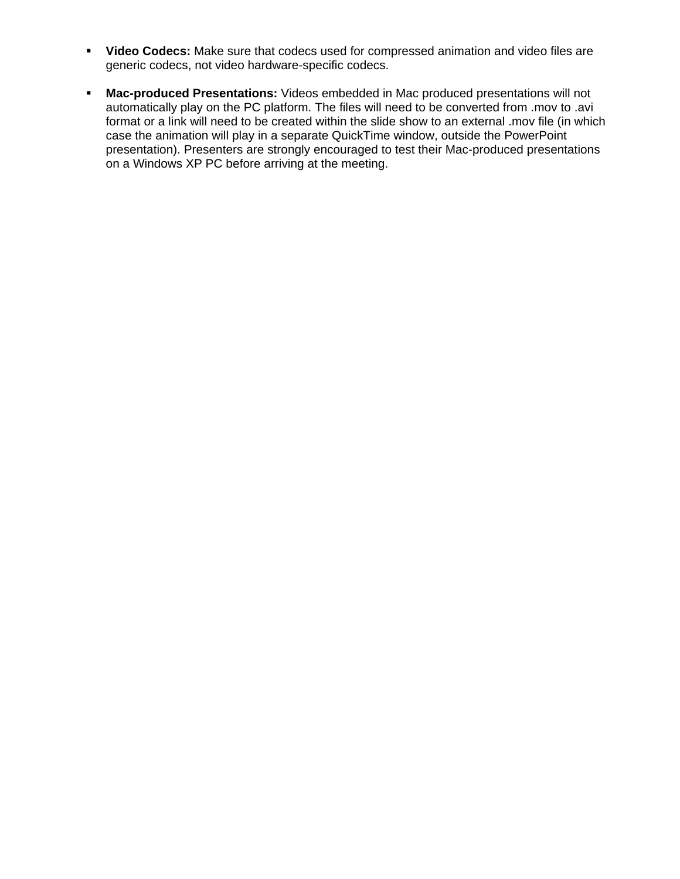- **Video Codecs:** Make sure that codecs used for compressed animation and video files are generic codecs, not video hardware-specific codecs.

- **Mac-produced Presentations:** Videos embedded in Mac produced presentations will not automatically play on the PC platform. The files will need to be converted from .mov to .avi format or a link will need to be created within the slide show to an external .mov file (in which case the animation will play in a separate QuickTime window, outside the PowerPoint presentation). Presenters are strongly encouraged to test their Mac-produced presentations on a Windows XP PC before arriving at the meeting.